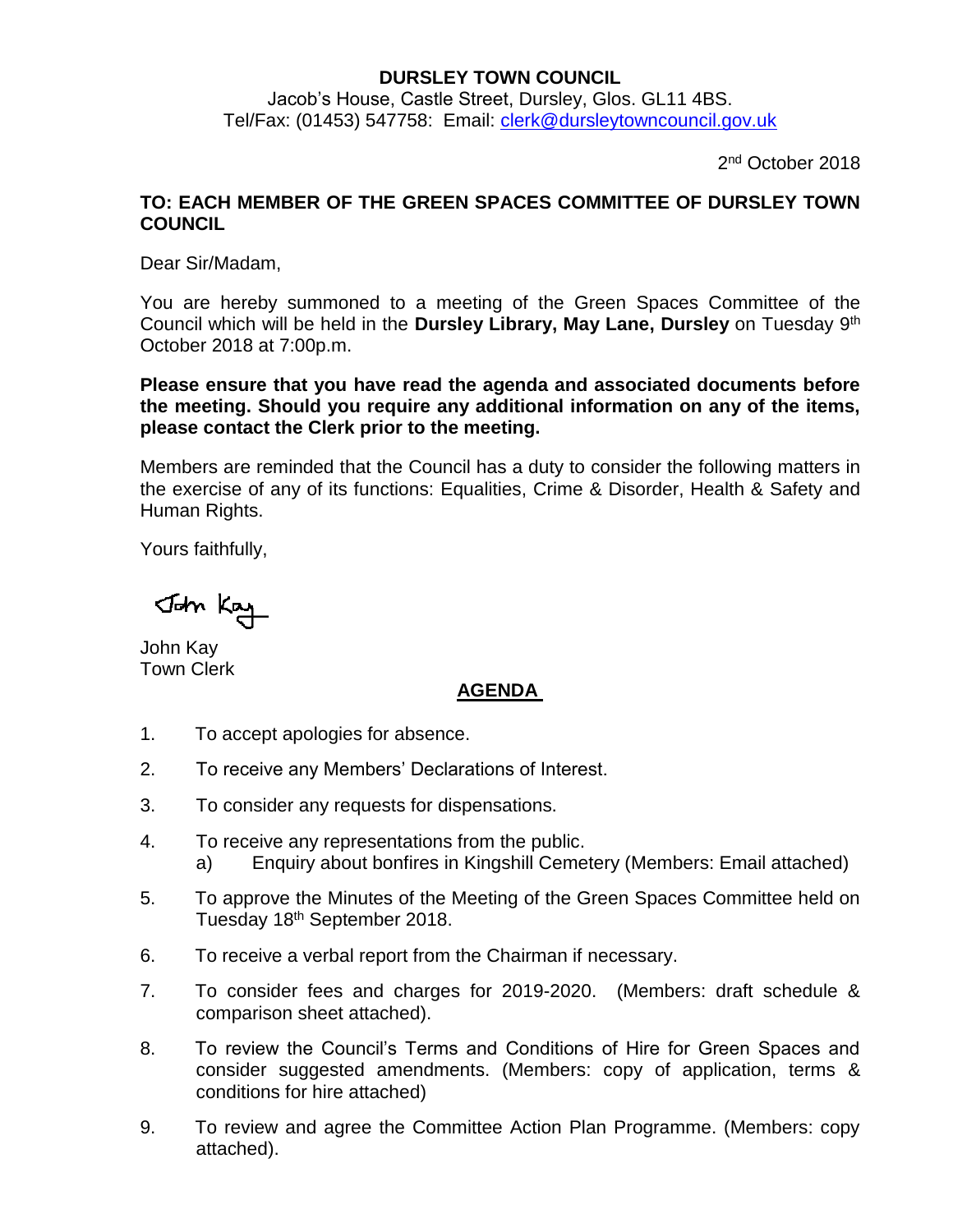**DURSLEY TOWN COUNCIL**

Jacob's House, Castle Street, Dursley, Glos. GL11 4BS.
Tel/Fax: (01453) 547758: Email: clerk@dursleytowncouncil.gov.uk

2nd October 2018

**TO: EACH MEMBER OF THE GREEN SPACES COMMITTEE OF DURSLEY TOWN COUNCIL**

Dear Sir/Madam,

You are hereby summoned to a meeting of the Green Spaces Committee of the Council which will be held in the **Dursley Library, May Lane, Dursley** on Tuesday 9th October 2018 at 7:00p.m.

**Please ensure that you have read the agenda and associated documents before the meeting. Should you require any additional information on any of the items, please contact the Clerk prior to the meeting.**

Members are reminded that the Council has a duty to consider the following matters in the exercise of any of its functions: Equalities, Crime & Disorder, Health & Safety and Human Rights.

Yours faithfully,

John Kay

John Kay
Town Clerk

## AGENDA

1. To accept apologies for absence.
2. To receive any Members' Declarations of Interest.
3. To consider any requests for dispensations.
4. To receive any representations from the public.
   a) Enquiry about bonfires in Kingshill Cemetery (Members: Email attached)
5. To approve the Minutes of the Meeting of the Green Spaces Committee held on Tuesday 18th September 2018.
6. To receive a verbal report from the Chairman if necessary.
7. To consider fees and charges for 2019-2020. (Members: draft schedule & comparison sheet attached).
8. To review the Council's Terms and Conditions of Hire for Green Spaces and consider suggested amendments. (Members: copy of application, terms & conditions for hire attached)
9. To review and agree the Committee Action Plan Programme. (Members: copy attached).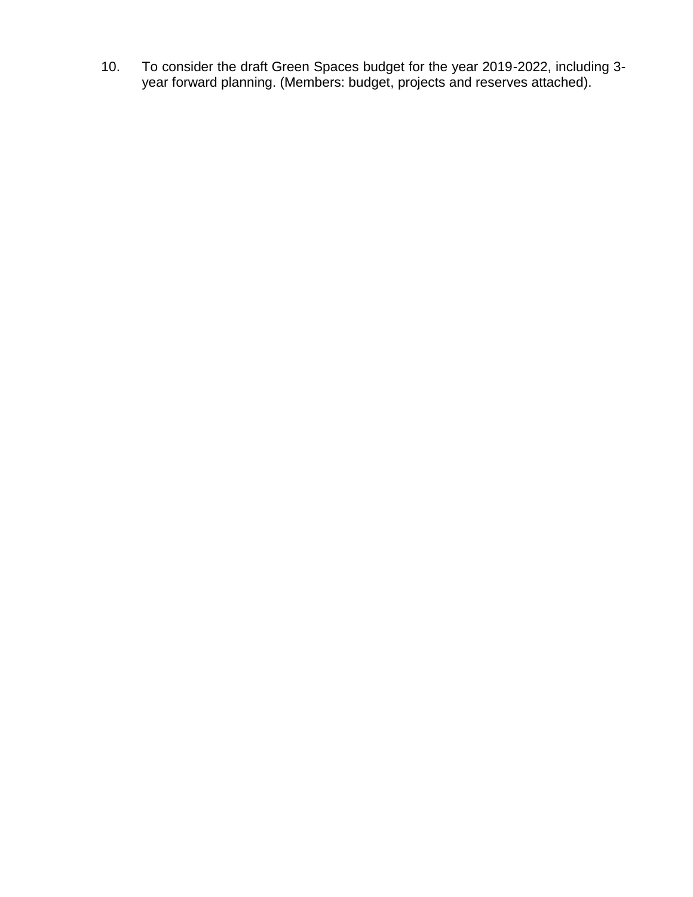10. To consider the draft Green Spaces budget for the year 2019-2022, including 3-year forward planning. (Members: budget, projects and reserves attached).